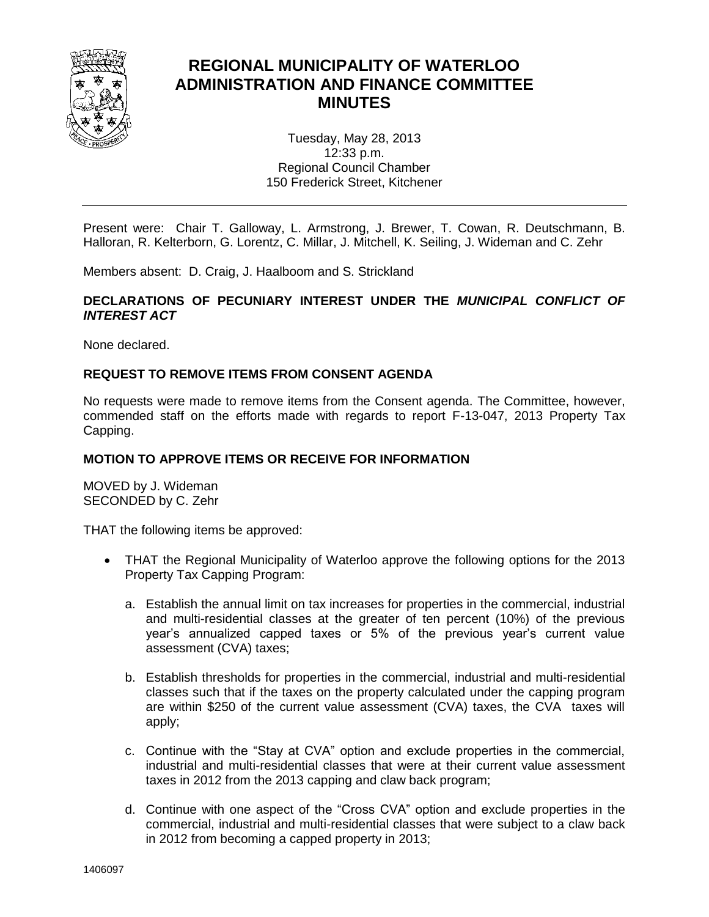# REGIONAL MUNICIPALITY OF WATERLOO ADMINISTRATION AND FINANCE COMMITTEE MINUTES

Tuesday, May 28, 2013
12:33 p.m.
Regional Council Chamber
150 Frederick Street, Kitchener

---

Present were: Chair T. Galloway, L. Armstrong, J. Brewer, T. Cowan, R. Deutschmann, B. Halloran, R. Kelterborn, G. Lorentz, C. Millar, J. Mitchell, K. Seiling, J. Wideman and C. Zehr

Members absent: D. Craig, J. Haalboom and S. Strickland

**DECLARATIONS OF PECUNIARY INTEREST UNDER THE *MUNICIPAL CONFLICT OF INTEREST ACT***

None declared.

**REQUEST TO REMOVE ITEMS FROM CONSENT AGENDA**

No requests were made to remove items from the Consent agenda. The Committee, however, commended staff on the efforts made with regards to report F-13-047, 2013 Property Tax Capping.

**MOTION TO APPROVE ITEMS OR RECEIVE FOR INFORMATION**

MOVED by J. Wideman
SECONDED by C. Zehr

THAT the following items be approved:

- THAT the Regional Municipality of Waterloo approve the following options for the 2013 Property Tax Capping Program:

  a. Establish the annual limit on tax increases for properties in the commercial, industrial and multi-residential classes at the greater of ten percent (10%) of the previous year's annualized capped taxes or 5% of the previous year's current value assessment (CVA) taxes;

  b. Establish thresholds for properties in the commercial, industrial and multi-residential classes such that if the taxes on the property calculated under the capping program are within $250 of the current value assessment (CVA) taxes, the CVA taxes will apply;

  c. Continue with the "Stay at CVA" option and exclude properties in the commercial, industrial and multi-residential classes that were at their current value assessment taxes in 2012 from the 2013 capping and claw back program;

  d. Continue with one aspect of the "Cross CVA" option and exclude properties in the commercial, industrial and multi-residential classes that were subject to a claw back in 2012 from becoming a capped property in 2013;

1406097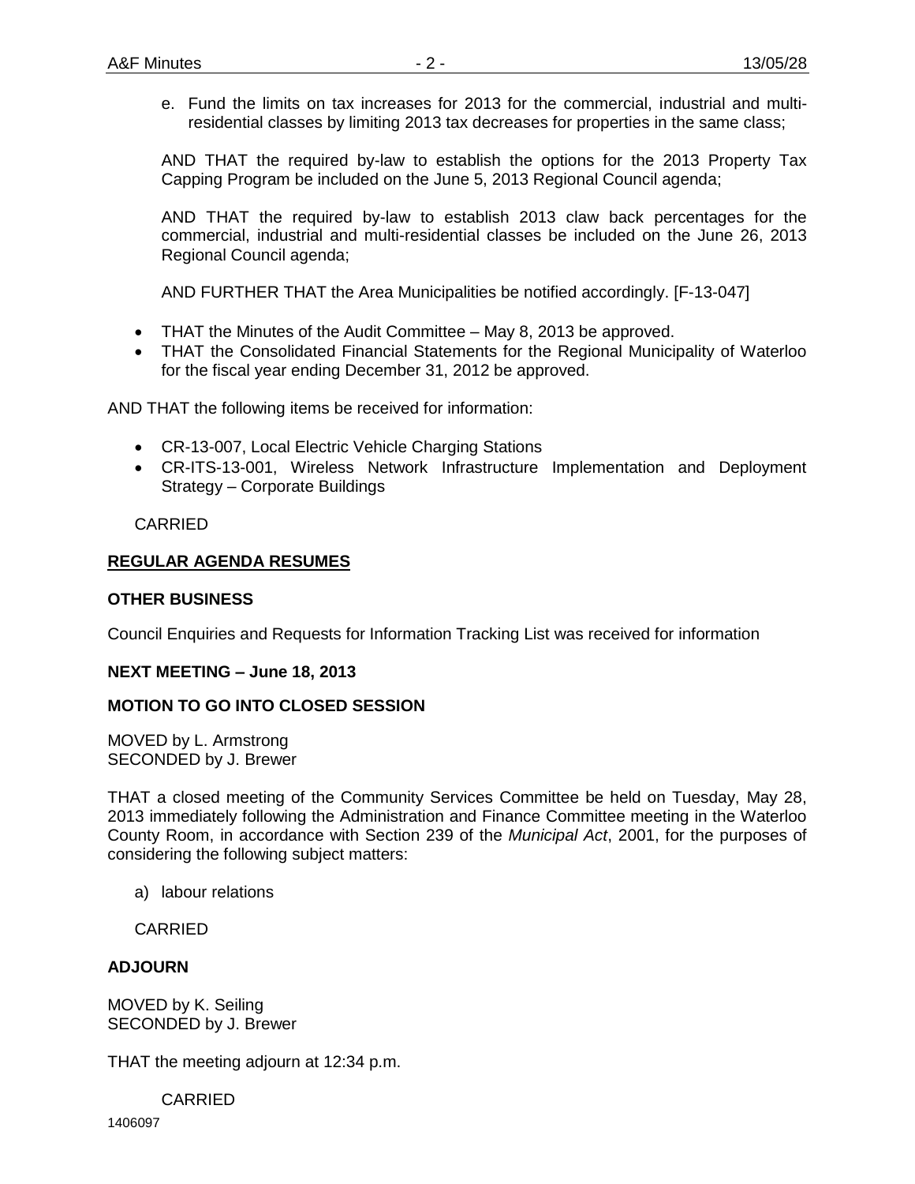e. Fund the limits on tax increases for 2013 for the commercial, industrial and multi-residential classes by limiting 2013 tax decreases for properties in the same class;

AND THAT the required by-law to establish the options for the 2013 Property Tax Capping Program be included on the June 5, 2013 Regional Council agenda;

AND THAT the required by-law to establish 2013 claw back percentages for the commercial, industrial and multi-residential classes be included on the June 26, 2013 Regional Council agenda;

AND FURTHER THAT the Area Municipalities be notified accordingly. [F-13-047]

- THAT the Minutes of the Audit Committee – May 8, 2013 be approved.
- THAT the Consolidated Financial Statements for the Regional Municipality of Waterloo for the fiscal year ending December 31, 2012 be approved.

AND THAT the following items be received for information:

- CR-13-007, Local Electric Vehicle Charging Stations
- CR-ITS-13-001, Wireless Network Infrastructure Implementation and Deployment Strategy – Corporate Buildings

CARRIED

**REGULAR AGENDA RESUMES**

**OTHER BUSINESS**

Council Enquiries and Requests for Information Tracking List was received for information

**NEXT MEETING – June 18, 2013**

**MOTION TO GO INTO CLOSED SESSION**

MOVED by L. Armstrong
SECONDED by J. Brewer

THAT a closed meeting of the Community Services Committee be held on Tuesday, May 28, 2013 immediately following the Administration and Finance Committee meeting in the Waterloo County Room, in accordance with Section 239 of the *Municipal Act*, 2001, for the purposes of considering the following subject matters:

a) labour relations

CARRIED

**ADJOURN**

MOVED by K. Seiling
SECONDED by J. Brewer

THAT the meeting adjourn at 12:34 p.m.

CARRIED

1406097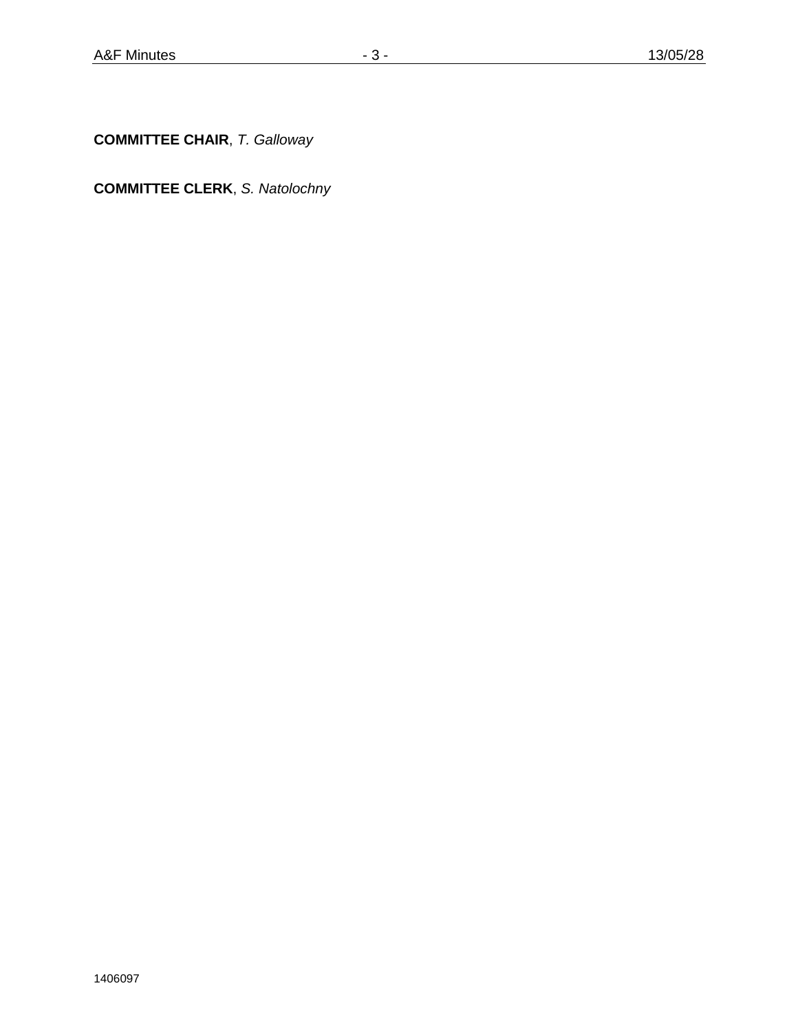**COMMITTEE CHAIR**, *T. Galloway*

**COMMITTEE CLERK**, *S. Natolochny*

1406097